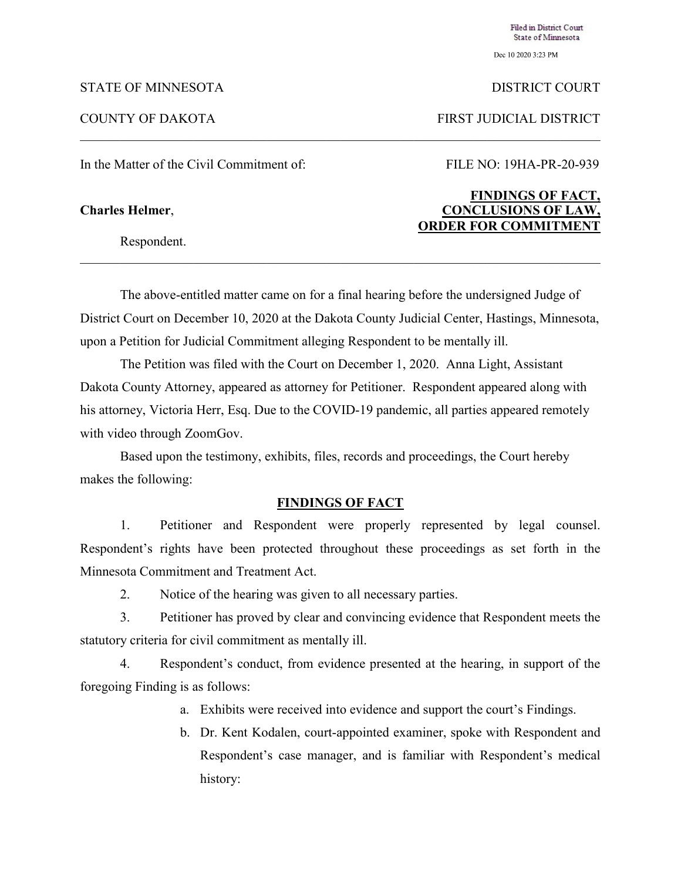Filed in District Court
State of Minnesota

Dec 10 2020 3:23 PM

STATE OF MINNESOTA DISTRICT COURT

COUNTY OF DAKOTA FIRST JUDICIAL DISTRICT

---

In the Matter of the Civil Commitment of: FILE NO: 19HA-PR-20-939

**Charles Helmer**,

Respondent.

**FINDINGS OF FACT, CONCLUSIONS OF LAW, ORDER FOR COMMITMENT**

---

The above-entitled matter came on for a final hearing before the undersigned Judge of District Court on December 10, 2020 at the Dakota County Judicial Center, Hastings, Minnesota, upon a Petition for Judicial Commitment alleging Respondent to be mentally ill.

The Petition was filed with the Court on December 1, 2020. Anna Light, Assistant Dakota County Attorney, appeared as attorney for Petitioner. Respondent appeared along with his attorney, Victoria Herr, Esq. Due to the COVID-19 pandemic, all parties appeared remotely with video through ZoomGov.

Based upon the testimony, exhibits, files, records and proceedings, the Court hereby makes the following:

## FINDINGS OF FACT

1. Petitioner and Respondent were properly represented by legal counsel. Respondent's rights have been protected throughout these proceedings as set forth in the Minnesota Commitment and Treatment Act.

2. Notice of the hearing was given to all necessary parties.

3. Petitioner has proved by clear and convincing evidence that Respondent meets the statutory criteria for civil commitment as mentally ill.

4. Respondent's conduct, from evidence presented at the hearing, in support of the foregoing Finding is as follows:

   a. Exhibits were received into evidence and support the court's Findings.

   b. Dr. Kent Kodalen, court-appointed examiner, spoke with Respondent and Respondent's case manager, and is familiar with Respondent's medical history: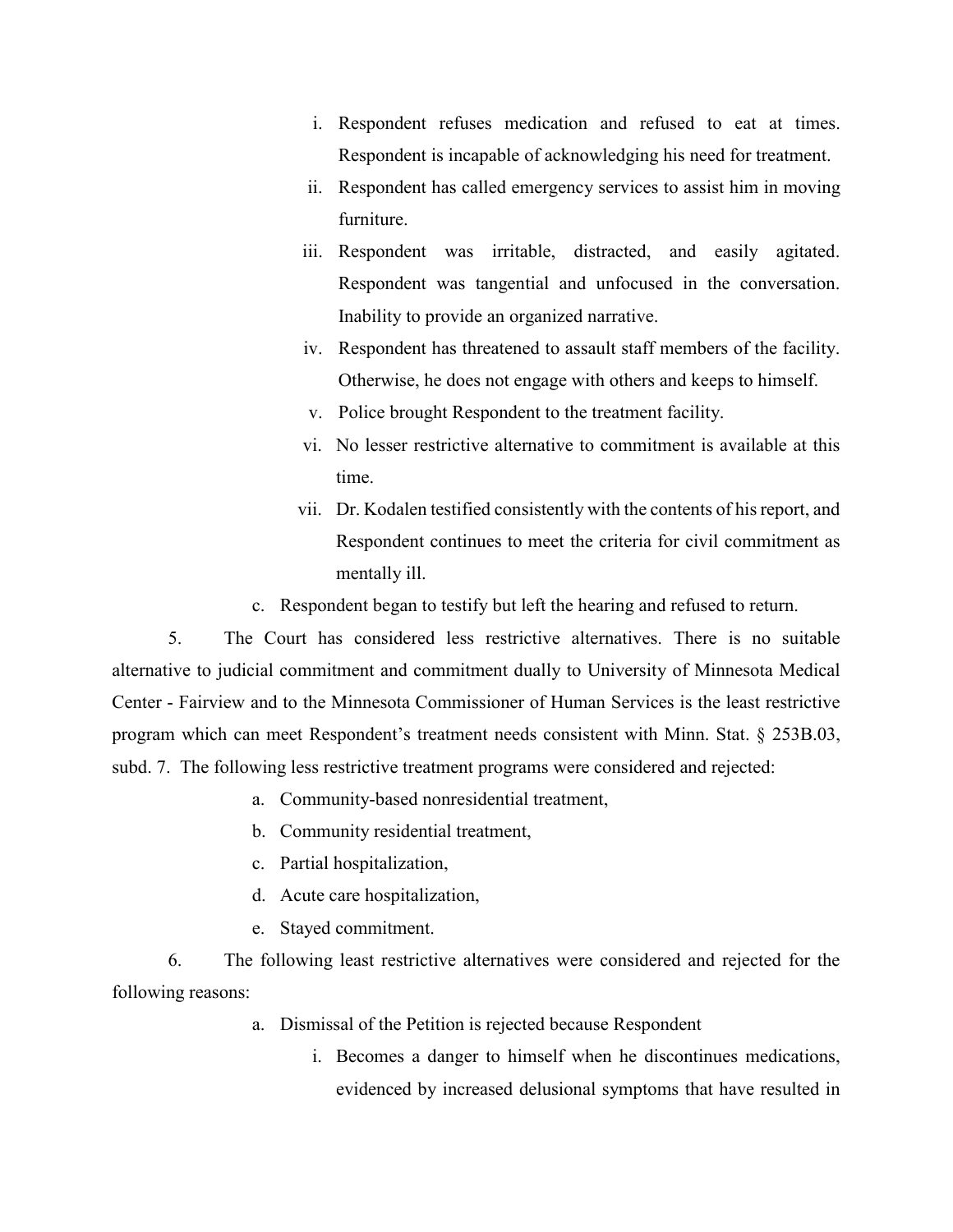i. Respondent refuses medication and refused to eat at times. Respondent is incapable of acknowledging his need for treatment.

ii. Respondent has called emergency services to assist him in moving furniture.

iii. Respondent was irritable, distracted, and easily agitated. Respondent was tangential and unfocused in the conversation. Inability to provide an organized narrative.

iv. Respondent has threatened to assault staff members of the facility. Otherwise, he does not engage with others and keeps to himself.

v. Police brought Respondent to the treatment facility.

vi. No lesser restrictive alternative to commitment is available at this time.

vii. Dr. Kodalen testified consistently with the contents of his report, and Respondent continues to meet the criteria for civil commitment as mentally ill.

c. Respondent began to testify but left the hearing and refused to return.

5. The Court has considered less restrictive alternatives. There is no suitable alternative to judicial commitment and commitment dually to University of Minnesota Medical Center - Fairview and to the Minnesota Commissioner of Human Services is the least restrictive program which can meet Respondent's treatment needs consistent with Minn. Stat. § 253B.03, subd. 7. The following less restrictive treatment programs were considered and rejected:

a. Community-based nonresidential treatment,

b. Community residential treatment,

c. Partial hospitalization,

d. Acute care hospitalization,

e. Stayed commitment.

6. The following least restrictive alternatives were considered and rejected for the following reasons:

a. Dismissal of the Petition is rejected because Respondent

i. Becomes a danger to himself when he discontinues medications, evidenced by increased delusional symptoms that have resulted in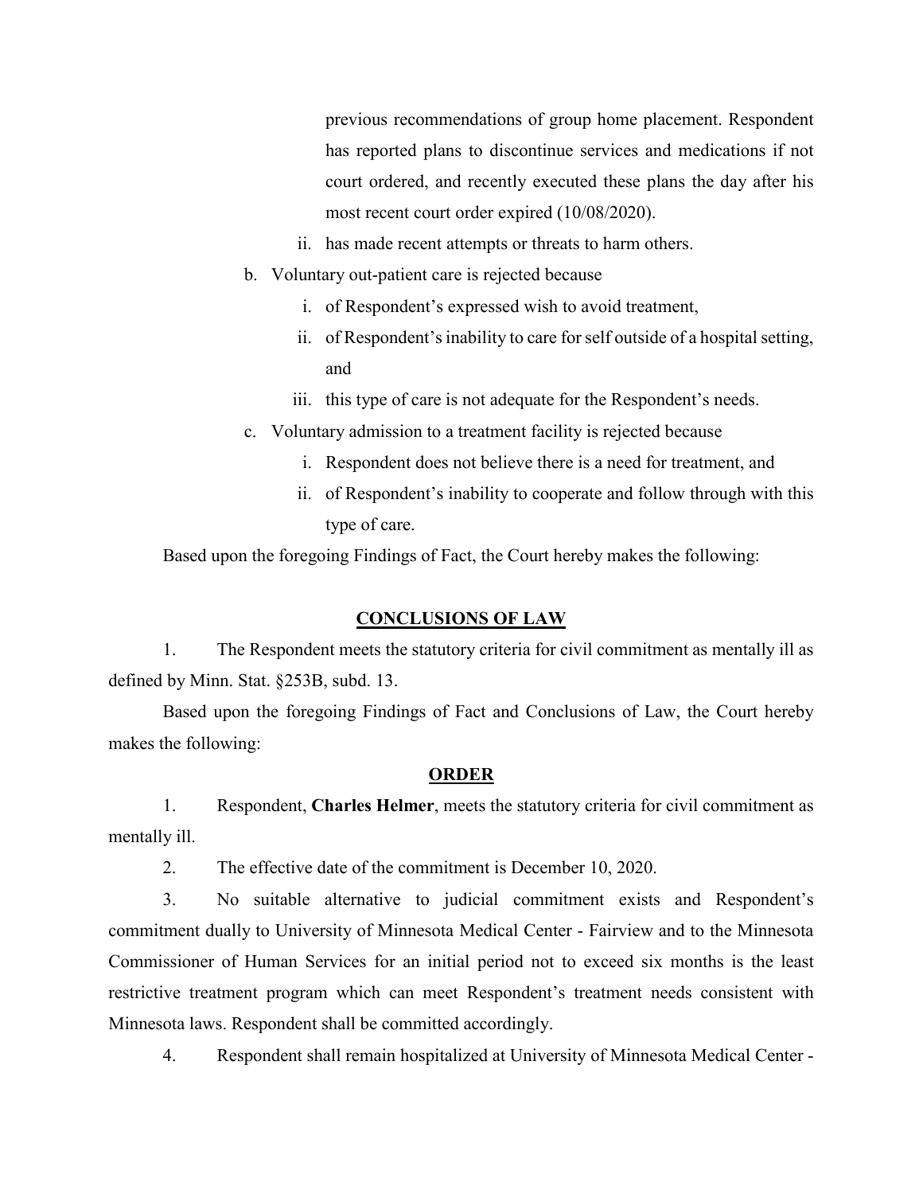previous recommendations of group home placement. Respondent has reported plans to discontinue services and medications if not court ordered, and recently executed these plans the day after his most recent court order expired (10/08/2020).

    ii. has made recent attempts or threats to harm others.

b. Voluntary out-patient care is rejected because

    i. of Respondent's expressed wish to avoid treatment,

    ii. of Respondent's inability to care for self outside of a hospital setting, and

    iii. this type of care is not adequate for the Respondent's needs.

c. Voluntary admission to a treatment facility is rejected because

    i. Respondent does not believe there is a need for treatment, and

    ii. of Respondent's inability to cooperate and follow through with this type of care.

Based upon the foregoing Findings of Fact, the Court hereby makes the following:

## CONCLUSIONS OF LAW

1. The Respondent meets the statutory criteria for civil commitment as mentally ill as defined by Minn. Stat. §253B, subd. 13.

Based upon the foregoing Findings of Fact and Conclusions of Law, the Court hereby makes the following:

## ORDER

1. Respondent, **Charles Helmer**, meets the statutory criteria for civil commitment as mentally ill.

2. The effective date of the commitment is December 10, 2020.

3. No suitable alternative to judicial commitment exists and Respondent's commitment dually to University of Minnesota Medical Center - Fairview and to the Minnesota Commissioner of Human Services for an initial period not to exceed six months is the least restrictive treatment program which can meet Respondent's treatment needs consistent with Minnesota laws. Respondent shall be committed accordingly.

4. Respondent shall remain hospitalized at University of Minnesota Medical Center -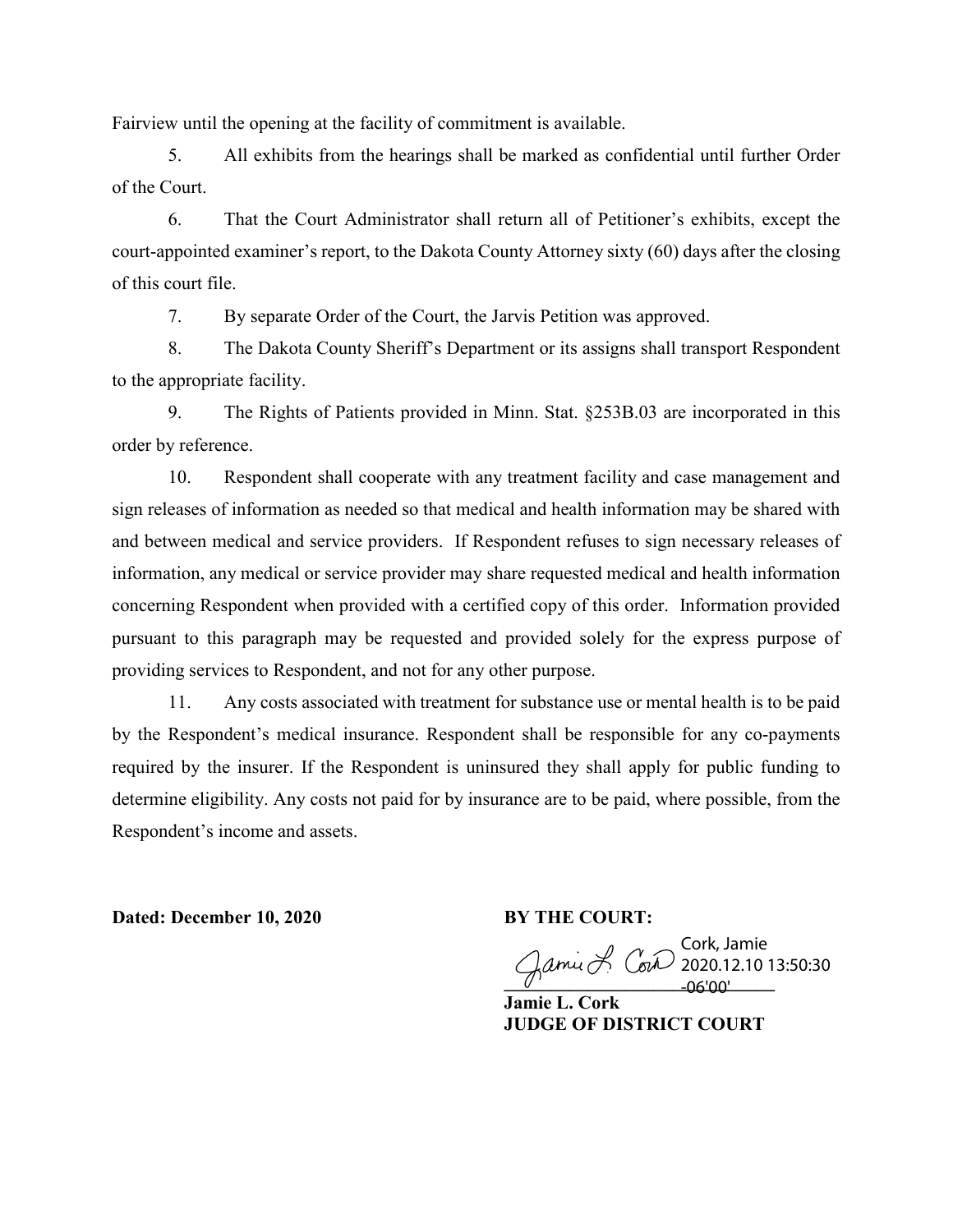Fairview until the opening at the facility of commitment is available.

5. All exhibits from the hearings shall be marked as confidential until further Order of the Court.

6. That the Court Administrator shall return all of Petitioner's exhibits, except the court-appointed examiner's report, to the Dakota County Attorney sixty (60) days after the closing of this court file.

7. By separate Order of the Court, the Jarvis Petition was approved.

8. The Dakota County Sheriff's Department or its assigns shall transport Respondent to the appropriate facility.

9. The Rights of Patients provided in Minn. Stat. §253B.03 are incorporated in this order by reference.

10. Respondent shall cooperate with any treatment facility and case management and sign releases of information as needed so that medical and health information may be shared with and between medical and service providers. If Respondent refuses to sign necessary releases of information, any medical or service provider may share requested medical and health information concerning Respondent when provided with a certified copy of this order. Information provided pursuant to this paragraph may be requested and provided solely for the express purpose of providing services to Respondent, and not for any other purpose.

11. Any costs associated with treatment for substance use or mental health is to be paid by the Respondent's medical insurance. Respondent shall be responsible for any co-payments required by the insurer. If the Respondent is uninsured they shall apply for public funding to determine eligibility. Any costs not paid for by insurance are to be paid, where possible, from the Respondent's income and assets.

**Dated: December 10, 2020**

**BY THE COURT:**

Cork, Jamie
2020.12.10 13:50:30
-06'00'

**Jamie L. Cork**
**JUDGE OF DISTRICT COURT**